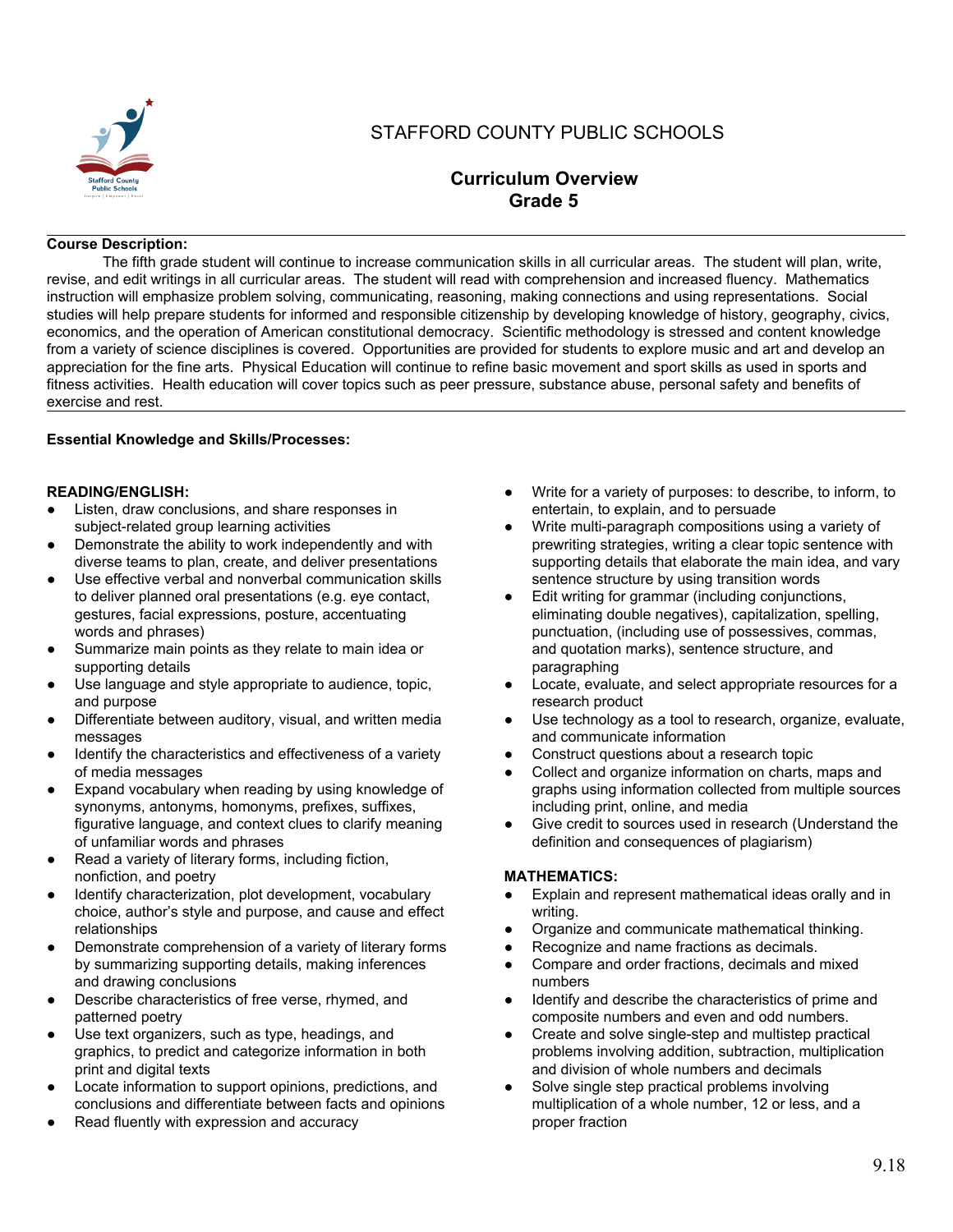# STAFFORD COUNTY PUBLIC SCHOOLS

## Curriculum Overview
## Grade 5

**Course Description:**

The fifth grade student will continue to increase communication skills in all curricular areas. The student will plan, write, revise, and edit writings in all curricular areas. The student will read with comprehension and increased fluency. Mathematics instruction will emphasize problem solving, communicating, reasoning, making connections and using representations. Social studies will help prepare students for informed and responsible citizenship by developing knowledge of history, geography, civics, economics, and the operation of American constitutional democracy. Scientific methodology is stressed and content knowledge from a variety of science disciplines is covered. Opportunities are provided for students to explore music and art and develop an appreciation for the fine arts. Physical Education will continue to refine basic movement and sport skills as used in sports and fitness activities. Health education will cover topics such as peer pressure, substance abuse, personal safety and benefits of exercise and rest.

**Essential Knowledge and Skills/Processes:**

**READING/ENGLISH:**

- Listen, draw conclusions, and share responses in subject-related group learning activities
- Demonstrate the ability to work independently and with diverse teams to plan, create, and deliver presentations
- Use effective verbal and nonverbal communication skills to deliver planned oral presentations (e.g. eye contact, gestures, facial expressions, posture, accentuating words and phrases)
- Summarize main points as they relate to main idea or supporting details
- Use language and style appropriate to audience, topic, and purpose
- Differentiate between auditory, visual, and written media messages
- Identify the characteristics and effectiveness of a variety of media messages
- Expand vocabulary when reading by using knowledge of synonyms, antonyms, homonyms, prefixes, suffixes, figurative language, and context clues to clarify meaning of unfamiliar words and phrases
- Read a variety of literary forms, including fiction, nonfiction, and poetry
- Identify characterization, plot development, vocabulary choice, author's style and purpose, and cause and effect relationships
- Demonstrate comprehension of a variety of literary forms by summarizing supporting details, making inferences and drawing conclusions
- Describe characteristics of free verse, rhymed, and patterned poetry
- Use text organizers, such as type, headings, and graphics, to predict and categorize information in both print and digital texts
- Locate information to support opinions, predictions, and conclusions and differentiate between facts and opinions
- Read fluently with expression and accuracy
- Write for a variety of purposes: to describe, to inform, to entertain, to explain, and to persuade
- Write multi-paragraph compositions using a variety of prewriting strategies, writing a clear topic sentence with supporting details that elaborate the main idea, and vary sentence structure by using transition words
- Edit writing for grammar (including conjunctions, eliminating double negatives), capitalization, spelling, punctuation, (including use of possessives, commas, and quotation marks), sentence structure, and paragraphing
- Locate, evaluate, and select appropriate resources for a research product
- Use technology as a tool to research, organize, evaluate, and communicate information
- Construct questions about a research topic
- Collect and organize information on charts, maps and graphs using information collected from multiple sources including print, online, and media
- Give credit to sources used in research (Understand the definition and consequences of plagiarism)

**MATHEMATICS:**

- Explain and represent mathematical ideas orally and in writing.
- Organize and communicate mathematical thinking.
- Recognize and name fractions as decimals.
- Compare and order fractions, decimals and mixed numbers
- Identify and describe the characteristics of prime and composite numbers and even and odd numbers.
- Create and solve single-step and multistep practical problems involving addition, subtraction, multiplication and division of whole numbers and decimals
- Solve single step practical problems involving multiplication of a whole number, 12 or less, and a proper fraction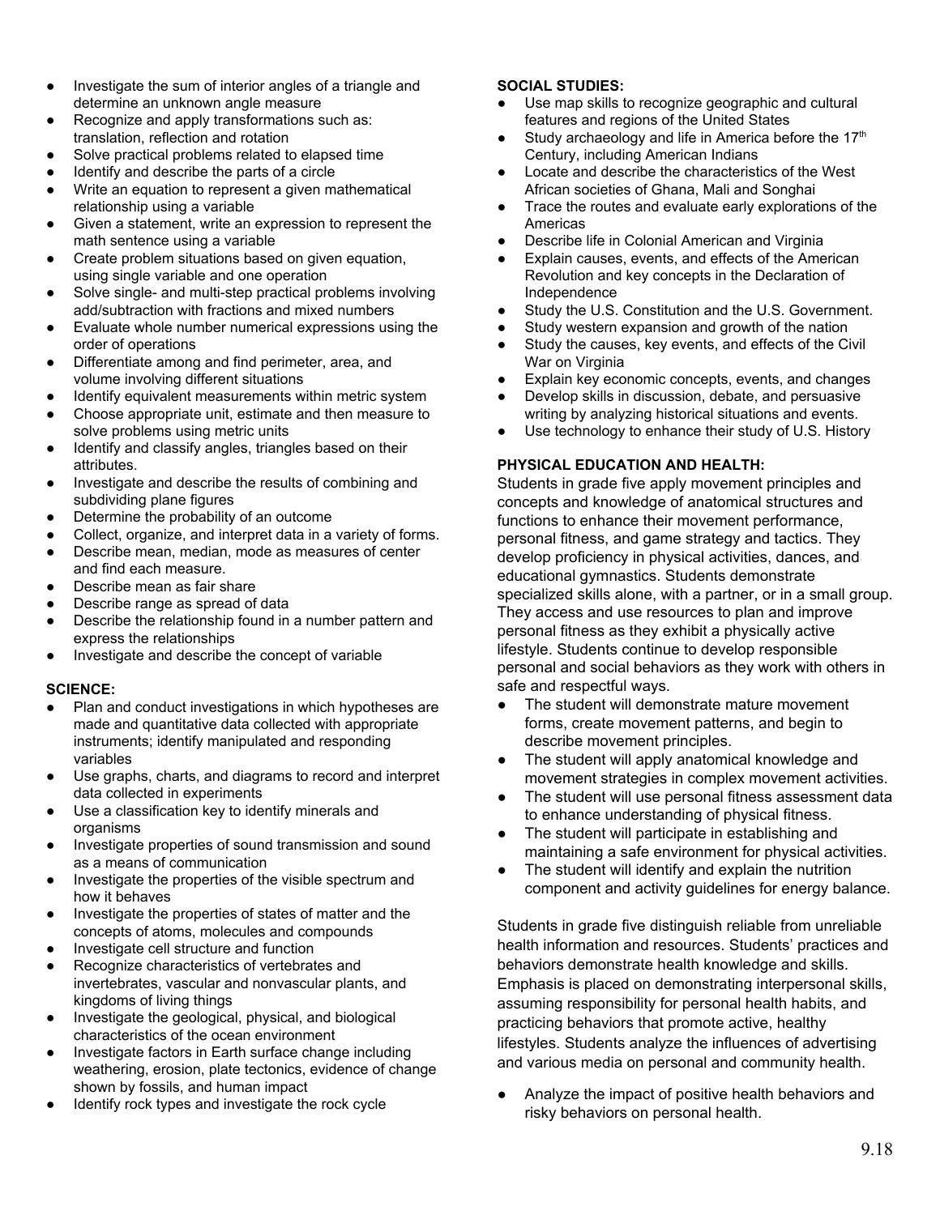- Investigate the sum of interior angles of a triangle and determine an unknown angle measure
- Recognize and apply transformations such as: translation, reflection and rotation
- Solve practical problems related to elapsed time
- Identify and describe the parts of a circle
- Write an equation to represent a given mathematical relationship using a variable
- Given a statement, write an expression to represent the math sentence using a variable
- Create problem situations based on given equation, using single variable and one operation
- Solve single- and multi-step practical problems involving add/subtraction with fractions and mixed numbers
- Evaluate whole number numerical expressions using the order of operations
- Differentiate among and find perimeter, area, and volume involving different situations
- Identify equivalent measurements within metric system
- Choose appropriate unit, estimate and then measure to solve problems using metric units
- Identify and classify angles, triangles based on their attributes.
- Investigate and describe the results of combining and subdividing plane figures
- Determine the probability of an outcome
- Collect, organize, and interpret data in a variety of forms.
- Describe mean, median, mode as measures of center and find each measure.
- Describe mean as fair share
- Describe range as spread of data
- Describe the relationship found in a number pattern and express the relationships
- Investigate and describe the concept of variable

**SCIENCE:**

- Plan and conduct investigations in which hypotheses are made and quantitative data collected with appropriate instruments; identify manipulated and responding variables
- Use graphs, charts, and diagrams to record and interpret data collected in experiments
- Use a classification key to identify minerals and organisms
- Investigate properties of sound transmission and sound as a means of communication
- Investigate the properties of the visible spectrum and how it behaves
- Investigate the properties of states of matter and the concepts of atoms, molecules and compounds
- Investigate cell structure and function
- Recognize characteristics of vertebrates and invertebrates, vascular and nonvascular plants, and kingdoms of living things
- Investigate the geological, physical, and biological characteristics of the ocean environment
- Investigate factors in Earth surface change including weathering, erosion, plate tectonics, evidence of change shown by fossils, and human impact
- Identify rock types and investigate the rock cycle

**SOCIAL STUDIES:**

- Use map skills to recognize geographic and cultural features and regions of the United States
- Study archaeology and life in America before the 17th Century, including American Indians
- Locate and describe the characteristics of the West African societies of Ghana, Mali and Songhai
- Trace the routes and evaluate early explorations of the Americas
- Describe life in Colonial American and Virginia
- Explain causes, events, and effects of the American Revolution and key concepts in the Declaration of Independence
- Study the U.S. Constitution and the U.S. Government.
- Study western expansion and growth of the nation
- Study the causes, key events, and effects of the Civil War on Virginia
- Explain key economic concepts, events, and changes
- Develop skills in discussion, debate, and persuasive writing by analyzing historical situations and events.
- Use technology to enhance their study of U.S. History

**PHYSICAL EDUCATION AND HEALTH:**

Students in grade five apply movement principles and concepts and knowledge of anatomical structures and functions to enhance their movement performance, personal fitness, and game strategy and tactics. They develop proficiency in physical activities, dances, and educational gymnastics. Students demonstrate specialized skills alone, with a partner, or in a small group. They access and use resources to plan and improve personal fitness as they exhibit a physically active lifestyle. Students continue to develop responsible personal and social behaviors as they work with others in safe and respectful ways.

- The student will demonstrate mature movement forms, create movement patterns, and begin to describe movement principles.
- The student will apply anatomical knowledge and movement strategies in complex movement activities.
- The student will use personal fitness assessment data to enhance understanding of physical fitness.
- The student will participate in establishing and maintaining a safe environment for physical activities.
- The student will identify and explain the nutrition component and activity guidelines for energy balance.

Students in grade five distinguish reliable from unreliable health information and resources. Students' practices and behaviors demonstrate health knowledge and skills. Emphasis is placed on demonstrating interpersonal skills, assuming responsibility for personal health habits, and practicing behaviors that promote active, healthy lifestyles. Students analyze the influences of advertising and various media on personal and community health.

- Analyze the impact of positive health behaviors and risky behaviors on personal health.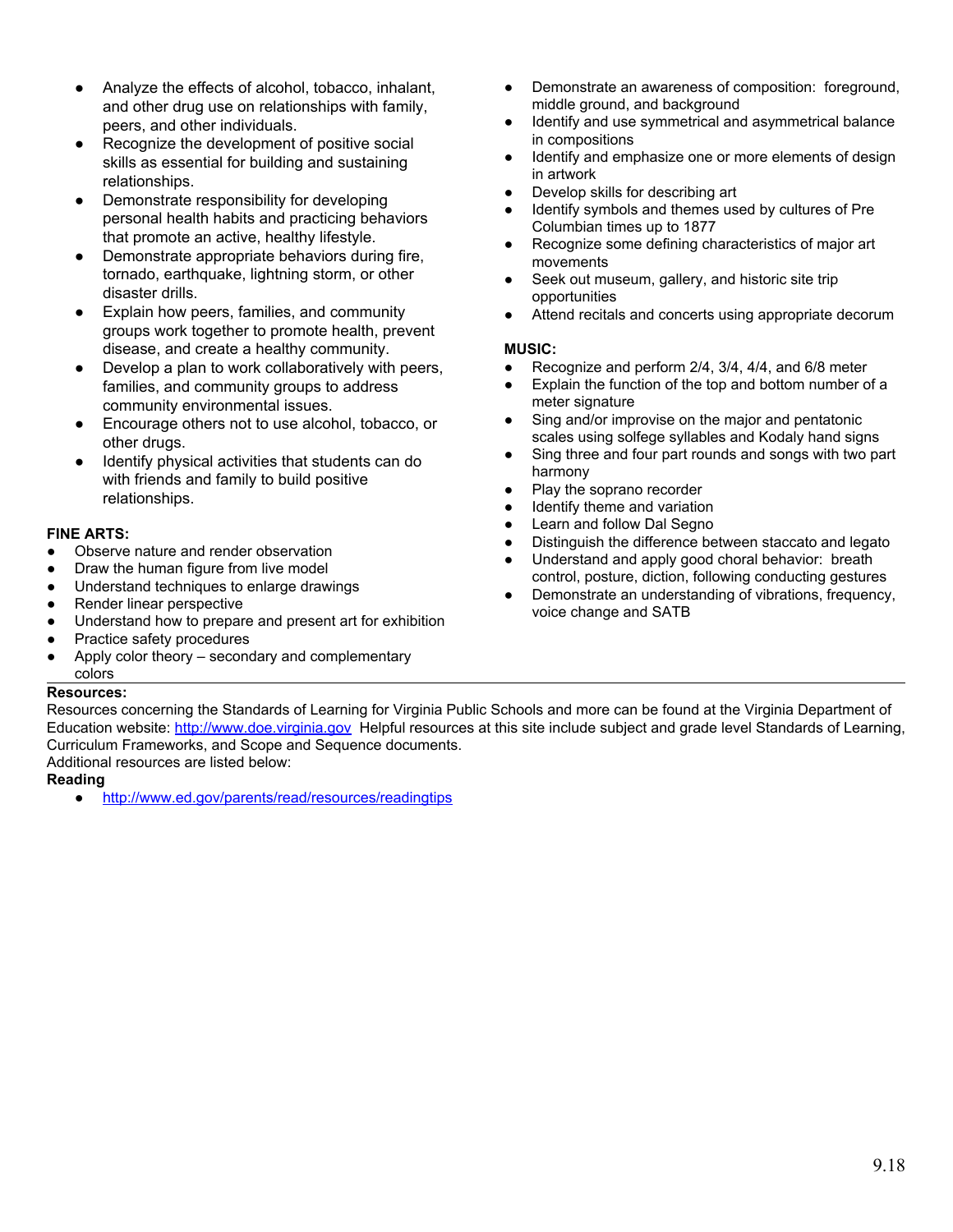- Analyze the effects of alcohol, tobacco, inhalant, and other drug use on relationships with family, peers, and other individuals.
- Recognize the development of positive social skills as essential for building and sustaining relationships.
- Demonstrate responsibility for developing personal health habits and practicing behaviors that promote an active, healthy lifestyle.
- Demonstrate appropriate behaviors during fire, tornado, earthquake, lightning storm, or other disaster drills.
- Explain how peers, families, and community groups work together to promote health, prevent disease, and create a healthy community.
- Develop a plan to work collaboratively with peers, families, and community groups to address community environmental issues.
- Encourage others not to use alcohol, tobacco, or other drugs.
- Identify physical activities that students can do with friends and family to build positive relationships.

**FINE ARTS:**

- Observe nature and render observation
- Draw the human figure from live model
- Understand techniques to enlarge drawings
- Render linear perspective
- Understand how to prepare and present art for exhibition
- Practice safety procedures
- Apply color theory – secondary and complementary colors
- Demonstrate an awareness of composition: foreground, middle ground, and background
- Identify and use symmetrical and asymmetrical balance in compositions
- Identify and emphasize one or more elements of design in artwork
- Develop skills for describing art
- Identify symbols and themes used by cultures of Pre Columbian times up to 1877
- Recognize some defining characteristics of major art movements
- Seek out museum, gallery, and historic site trip opportunities
- Attend recitals and concerts using appropriate decorum

**MUSIC:**

- Recognize and perform 2/4, 3/4, 4/4, and 6/8 meter
- Explain the function of the top and bottom number of a meter signature
- Sing and/or improvise on the major and pentatonic scales using solfege syllables and Kodaly hand signs
- Sing three and four part rounds and songs with two part harmony
- Play the soprano recorder
- Identify theme and variation
- Learn and follow Dal Segno
- Distinguish the difference between staccato and legato
- Understand and apply good choral behavior: breath control, posture, diction, following conducting gestures
- Demonstrate an understanding of vibrations, frequency, voice change and SATB

**Resources:**

Resources concerning the Standards of Learning for Virginia Public Schools and more can be found at the Virginia Department of Education website: http://www.doe.virginia.gov Helpful resources at this site include subject and grade level Standards of Learning, Curriculum Frameworks, and Scope and Sequence documents.

Additional resources are listed below:

**Reading**

- http://www.ed.gov/parents/read/resources/readingtips